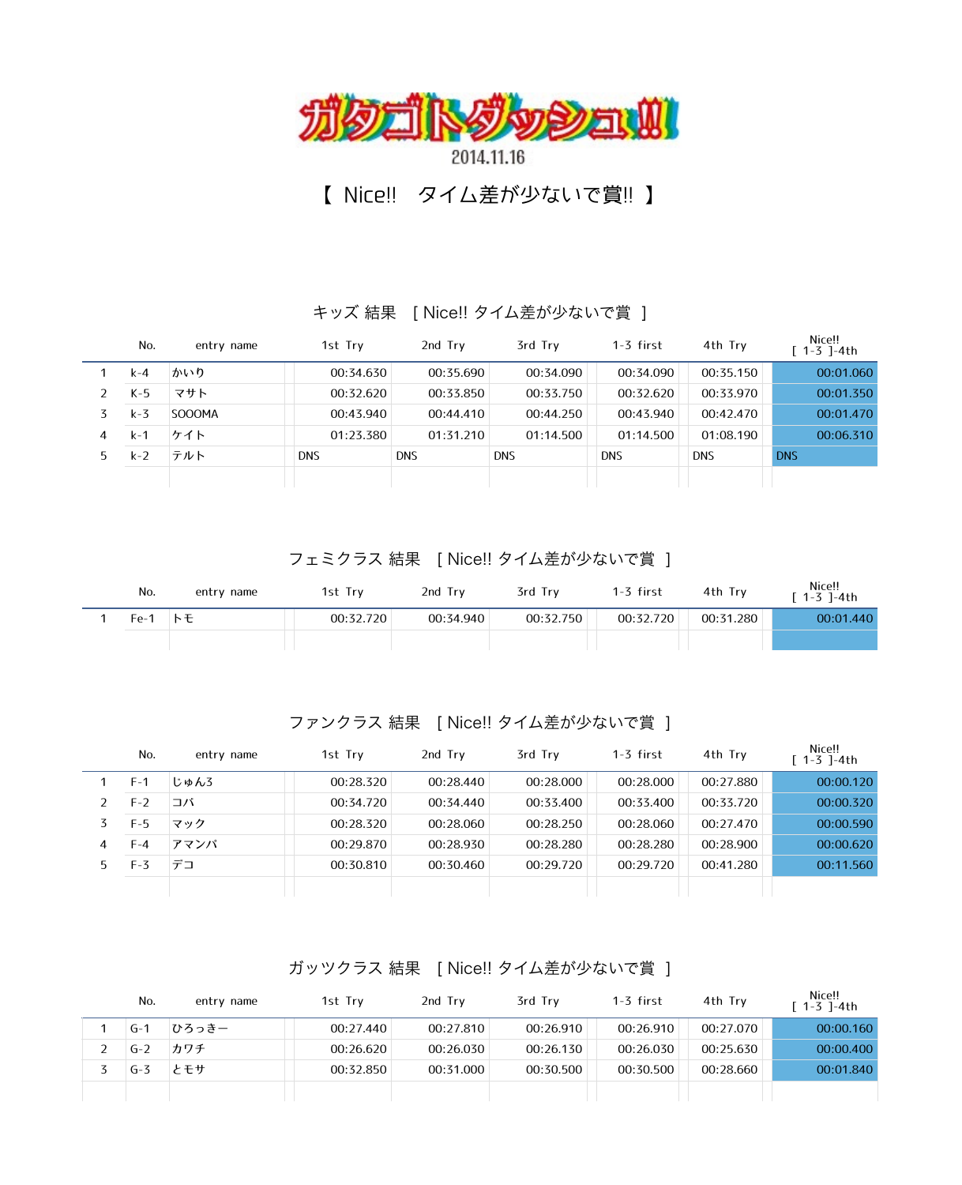# ガタゴトダッシュ!!

2014.11.16

## 【 Nice!!　タイム差が少ないで賞!! 】

### キッズ 結果　[ Nice!! タイム差が少ないで賞 ]

|  | No. | entry name | 1st Try | 2nd Try | 3rd Try | 1-3 first | 4th Try | Nice!! [ 1-3 ]-4th |
|---|---|---|---|---|---|---|---|---|
| 1 | k-4 | かいり | 00:34.630 | 00:35.690 | 00:34.090 | 00:34.090 | 00:35.150 | 00:01.060 |
| 2 | K-5 | マサト | 00:32.620 | 00:33.850 | 00:33.750 | 00:32.620 | 00:33.970 | 00:01.350 |
| 3 | k-3 | SOOOMA | 00:43.940 | 00:44.410 | 00:44.250 | 00:43.940 | 00:42.470 | 00:01.470 |
| 4 | k-1 | ケイト | 01:23.380 | 01:31.210 | 01:14.500 | 01:14.500 | 01:08.190 | 00:06.310 |
| 5 | k-2 | テルト | DNS | DNS | DNS | DNS | DNS | DNS |

### フェミクラス 結果　[ Nice!! タイム差が少ないで賞 ]

|  | No. | entry name | 1st Try | 2nd Try | 3rd Try | 1-3 first | 4th Try | Nice!! [ 1-3 ]-4th |
|---|---|---|---|---|---|---|---|---|
| 1 | Fe-1 | トモ | 00:32.720 | 00:34.940 | 00:32.750 | 00:32.720 | 00:31.280 | 00:01.440 |

### ファンクラス 結果　[ Nice!! タイム差が少ないで賞 ]

|  | No. | entry name | 1st Try | 2nd Try | 3rd Try | 1-3 first | 4th Try | Nice!! [ 1-3 ]-4th |
|---|---|---|---|---|---|---|---|---|
| 1 | F-1 | じゅん3 | 00:28.320 | 00:28.440 | 00:28.000 | 00:28.000 | 00:27.880 | 00:00.120 |
| 2 | F-2 | コバ | 00:34.720 | 00:34.440 | 00:33.400 | 00:33.400 | 00:33.720 | 00:00.320 |
| 3 | F-5 | マック | 00:28.320 | 00:28.060 | 00:28.250 | 00:28.060 | 00:27.470 | 00:00.590 |
| 4 | F-4 | アマンバ | 00:29.870 | 00:28.930 | 00:28.280 | 00:28.280 | 00:28.900 | 00:00.620 |
| 5 | F-3 | デコ | 00:30.810 | 00:30.460 | 00:29.720 | 00:29.720 | 00:41.280 | 00:11.560 |

### ガッツクラス 結果　[ Nice!! タイム差が少ないで賞 ]

|  | No. | entry name | 1st Try | 2nd Try | 3rd Try | 1-3 first | 4th Try | Nice!! [ 1-3 ]-4th |
|---|---|---|---|---|---|---|---|---|
| 1 | G-1 | ひろっきー | 00:27.440 | 00:27.810 | 00:26.910 | 00:26.910 | 00:27.070 | 00:00.160 |
| 2 | G-2 | カワチ | 00:26.620 | 00:26.030 | 00:26.130 | 00:26.030 | 00:25.630 | 00:00.400 |
| 3 | G-3 | とモサ | 00:32.850 | 00:31.000 | 00:30.500 | 00:30.500 | 00:28.660 | 00:01.840 |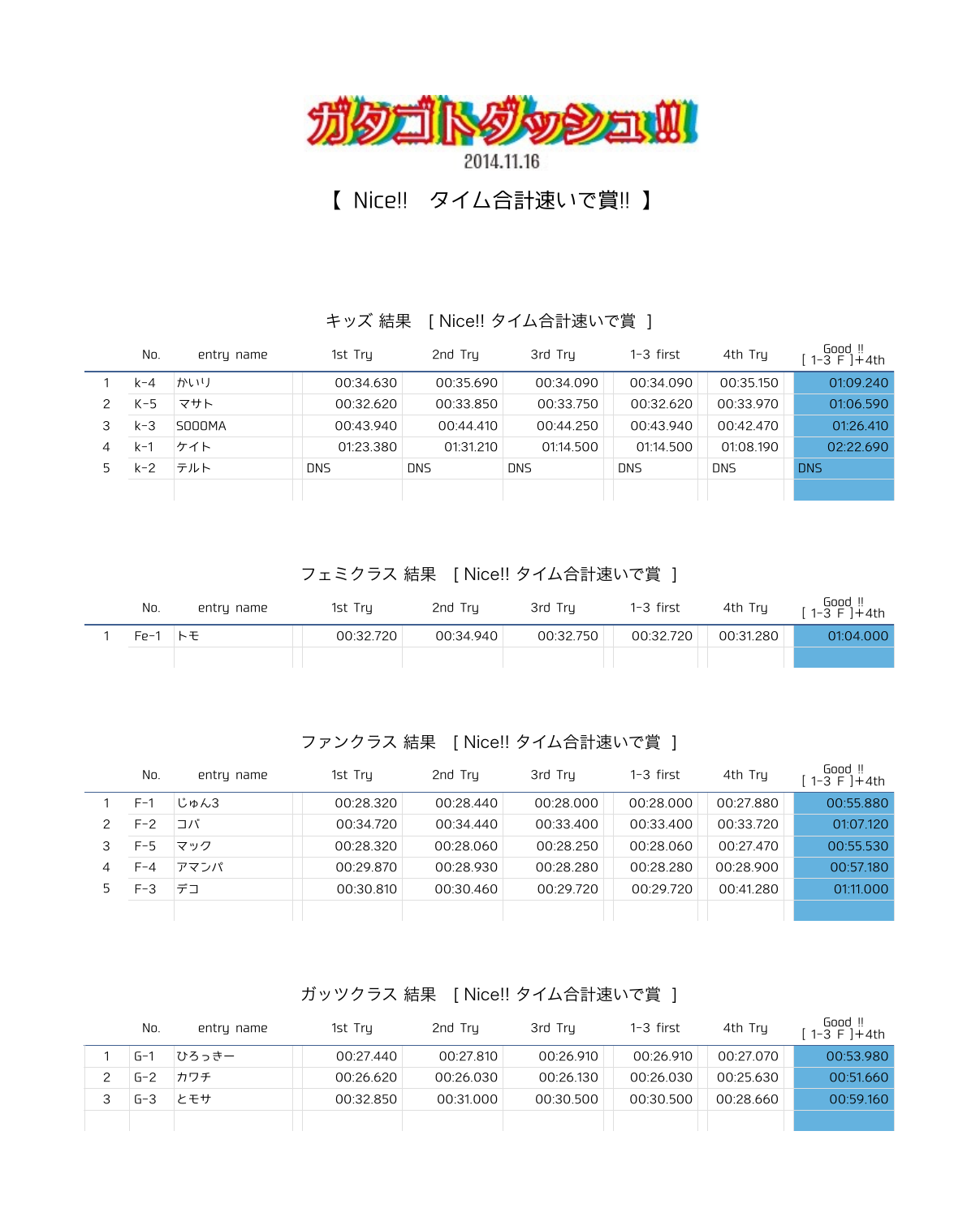# ガタゴトダッシュ!!

2014.11.16

## 【 Nice!!　タイム合計速いで賞!! 】

### キッズ 結果　[ Nice!! タイム合計速いで賞 ]

| | No. | entry name | 1st Try | 2nd Try | 3rd Try | 1-3 first | 4th Try | Good !! [ 1-3 F ]+4th |
|---|---|---|---|---|---|---|---|---|
| 1 | k-4 | かいり | 00:34.630 | 00:35.690 | 00:34.090 | 00:34.090 | 00:35.150 | 01:09.240 |
| 2 | K-5 | マサト | 00:32.620 | 00:33.850 | 00:33.750 | 00:32.620 | 00:33.970 | 01:06.590 |
| 3 | k-3 | SOOOMA | 00:43.940 | 00:44.410 | 00:44.250 | 00:43.940 | 00:42.470 | 01:26.410 |
| 4 | k-1 | ケイト | 01:23.380 | 01:31.210 | 01:14.500 | 01:14.500 | 01:08.190 | 02:22.690 |
| 5 | k-2 | テルト | DNS | DNS | DNS | DNS | DNS | DNS |

### フェミクラス 結果　[ Nice!! タイム合計速いで賞 ]

| | No. | entry name | 1st Try | 2nd Try | 3rd Try | 1-3 first | 4th Try | Good !! [ 1-3 F ]+4th |
|---|---|---|---|---|---|---|---|---|
| 1 | Fe-1 | トモ | 00:32.720 | 00:34.940 | 00:32.750 | 00:32.720 | 00:31.280 | 01:04.000 |

### ファンクラス 結果　[ Nice!! タイム合計速いで賞 ]

| | No. | entry name | 1st Try | 2nd Try | 3rd Try | 1-3 first | 4th Try | Good !! [ 1-3 F ]+4th |
|---|---|---|---|---|---|---|---|---|
| 1 | F-1 | じゅん3 | 00:28.320 | 00:28.440 | 00:28.000 | 00:28.000 | 00:27.880 | 00:55.880 |
| 2 | F-2 | コバ | 00:34.720 | 00:34.440 | 00:33.400 | 00:33.400 | 00:33.720 | 01:07.120 |
| 3 | F-5 | マック | 00:28.320 | 00:28.060 | 00:28.250 | 00:28.060 | 00:27.470 | 00:55.530 |
| 4 | F-4 | アマンパ | 00:29.870 | 00:28.930 | 00:28.280 | 00:28.280 | 00:28.900 | 00:57.180 |
| 5 | F-3 | デコ | 00:30.810 | 00:30.460 | 00:29.720 | 00:29.720 | 00:41.280 | 01:11.000 |

### ガッツクラス 結果　[ Nice!! タイム合計速いで賞 ]

| | No. | entry name | 1st Try | 2nd Try | 3rd Try | 1-3 first | 4th Try | Good !! [ 1-3 F ]+4th |
|---|---|---|---|---|---|---|---|---|
| 1 | G-1 | ひろっきー | 00:27.440 | 00:27.810 | 00:26.910 | 00:26.910 | 00:27.070 | 00:53.980 |
| 2 | G-2 | カワチ | 00:26.620 | 00:26.030 | 00:26.130 | 00:26.030 | 00:25.630 | 00:51.660 |
| 3 | G-3 | とモサ | 00:32.850 | 00:31.000 | 00:30.500 | 00:30.500 | 00:28.660 | 00:59.160 |